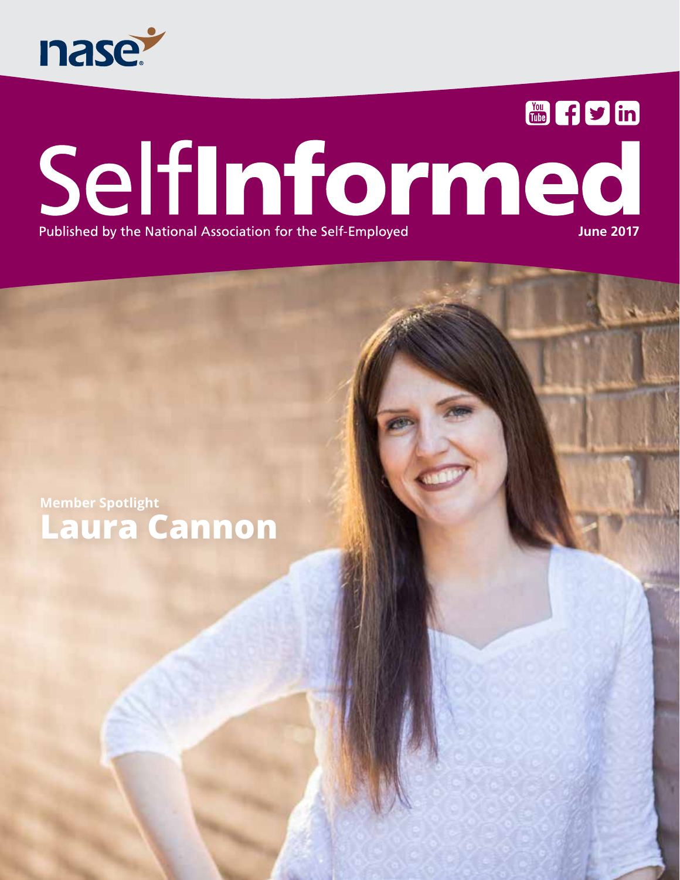nase

# SelfInformed

Published by the National Association for the Self-Employed

June 2017

Member Spotlight

## Laura Cannon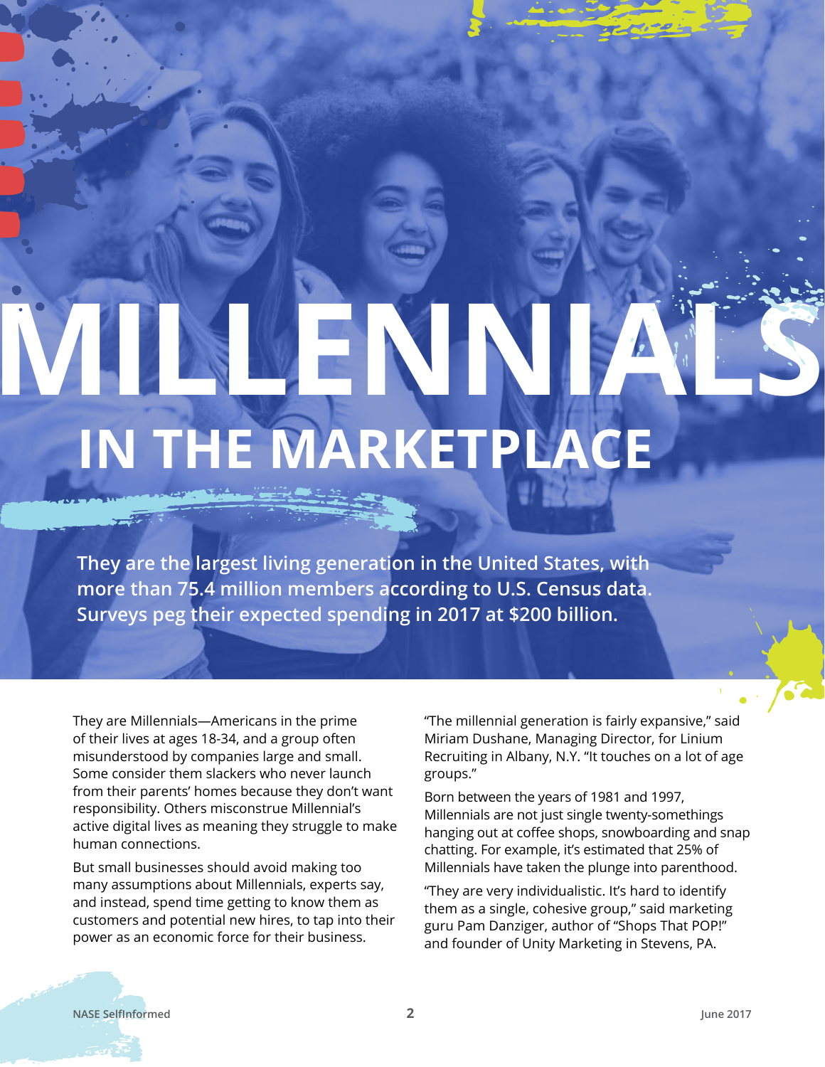# MILLENNIALS IN THE MARKETPLACE

**They are the largest living generation in the United States, with more than 75.4 million members according to U.S. Census data. Surveys peg their expected spending in 2017 at $200 billion.**

They are Millennials—Americans in the prime of their lives at ages 18-34, and a group often misunderstood by companies large and small. Some consider them slackers who never launch from their parents' homes because they don't want responsibility. Others misconstrue Millennial's active digital lives as meaning they struggle to make human connections.

But small businesses should avoid making too many assumptions about Millennials, experts say, and instead, spend time getting to know them as customers and potential new hires, to tap into their power as an economic force for their business.

"The millennial generation is fairly expansive," said Miriam Dushane, Managing Director, for Linium Recruiting in Albany, N.Y. "It touches on a lot of age groups."

Born between the years of 1981 and 1997, Millennials are not just single twenty-somethings hanging out at coffee shops, snowboarding and snap chatting. For example, it's estimated that 25% of Millennials have taken the plunge into parenthood.

"They are very individualistic. It's hard to identify them as a single, cohesive group," said marketing guru Pam Danziger, author of "Shops That POP!" and founder of Unity Marketing in Stevens, PA.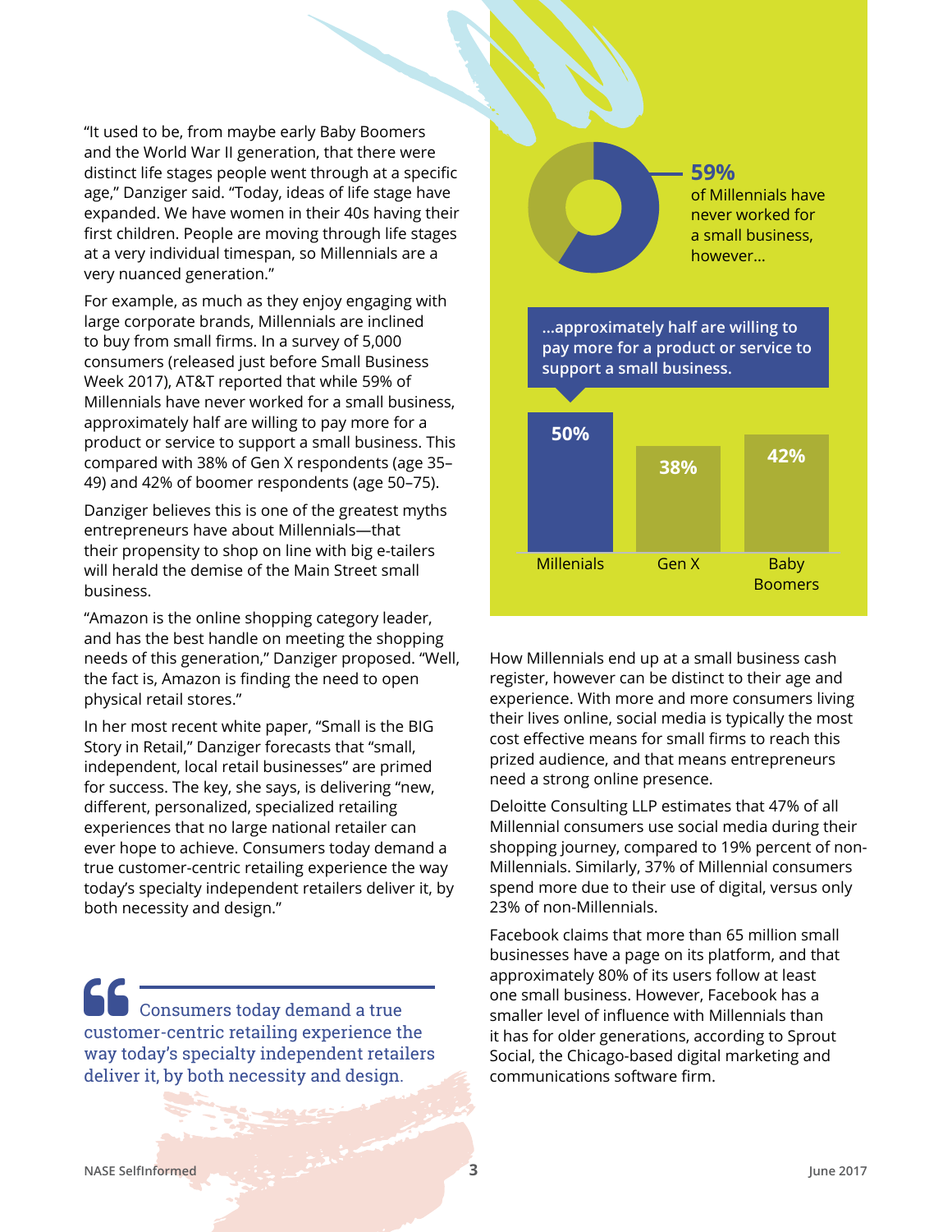"It used to be, from maybe early Baby Boomers and the World War II generation, that there were distinct life stages people went through at a specific age," Danziger said. "Today, ideas of life stage have expanded. We have women in their 40s having their first children. People are moving through life stages at a very individual timespan, so Millennials are a very nuanced generation."

For example, as much as they enjoy engaging with large corporate brands, Millennials are inclined to buy from small firms. In a survey of 5,000 consumers (released just before Small Business Week 2017), AT&T reported that while 59% of Millennials have never worked for a small business, approximately half are willing to pay more for a product or service to support a small business. This compared with 38% of Gen X respondents (age 35–49) and 42% of boomer respondents (age 50–75).

Danziger believes this is one of the greatest myths entrepreneurs have about Millennials—that their propensity to shop on line with big e-tailers will herald the demise of the Main Street small business.

"Amazon is the online shopping category leader, and has the best handle on meeting the shopping needs of this generation," Danziger proposed. "Well, the fact is, Amazon is finding the need to open physical retail stores."

In her most recent white paper, "Small is the BIG Story in Retail," Danziger forecasts that "small, independent, local retail businesses" are primed for success. The key, she says, is delivering "new, different, personalized, specialized retailing experiences that no large national retailer can ever hope to achieve. Consumers today demand a true customer-centric retailing experience the way today's specialty independent retailers deliver it, by both necessity and design."

> Consumers today demand a true customer-centric retailing experience the way today's specialty independent retailers deliver it, by both necessity and design.

**59%**
of Millennials have never worked for a small business, however...

**...approximately half are willing to pay more for a product or service to support a small business.**

**50%**
**38%**
**42%**
Millenials
Gen X
Baby Boomers

How Millennials end up at a small business cash register, however can be distinct to their age and experience. With more and more consumers living their lives online, social media is typically the most cost effective means for small firms to reach this prized audience, and that means entrepreneurs need a strong online presence.

Deloitte Consulting LLP estimates that 47% of all Millennial consumers use social media during their shopping journey, compared to 19% percent of non-Millennials. Similarly, 37% of Millennial consumers spend more due to their use of digital, versus only 23% of non-Millennials.

Facebook claims that more than 65 million small businesses have a page on its platform, and that approximately 80% of its users follow at least one small business. However, Facebook has a smaller level of influence with Millennials than it has for older generations, according to Sprout Social, the Chicago-based digital marketing and communications software firm.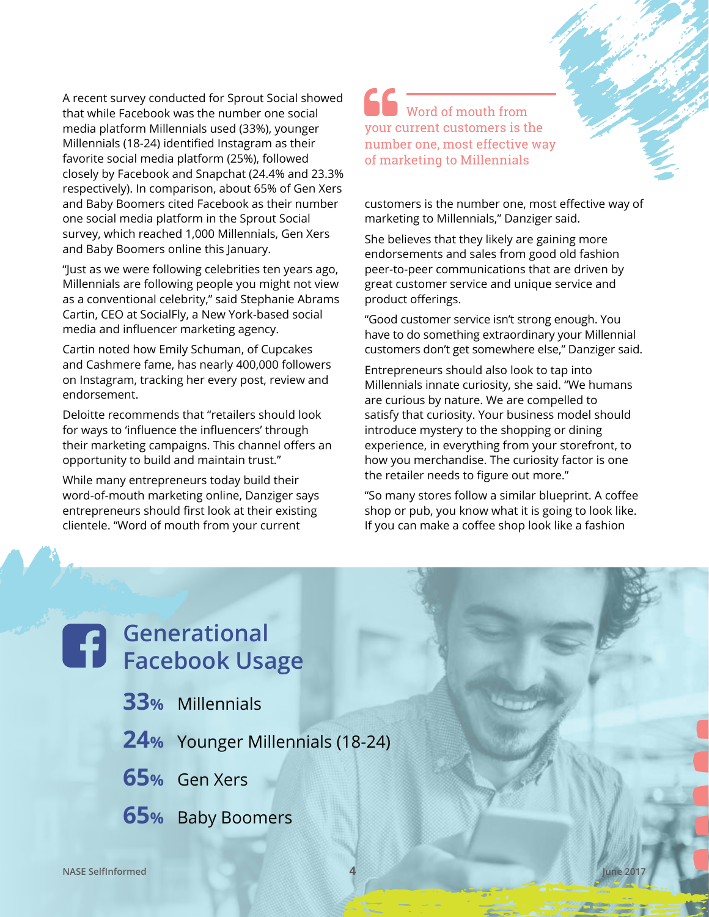A recent survey conducted for Sprout Social showed that while Facebook was the number one social media platform Millennials used (33%), younger Millennials (18-24) identified Instagram as their favorite social media platform (25%), followed closely by Facebook and Snapchat (24.4% and 23.3% respectively). In comparison, about 65% of Gen Xers and Baby Boomers cited Facebook as their number one social media platform in the Sprout Social survey, which reached 1,000 Millennials, Gen Xers and Baby Boomers online this January.

"Just as we were following celebrities ten years ago, Millennials are following people you might not view as a conventional celebrity," said Stephanie Abrams Cartin, CEO at SocialFly, a New York-based social media and influencer marketing agency.

Cartin noted how Emily Schuman, of Cupcakes and Cashmere fame, has nearly 400,000 followers on Instagram, tracking her every post, review and endorsement.

Deloitte recommends that "retailers should look for ways to 'influence the influencers' through their marketing campaigns. This channel offers an opportunity to build and maintain trust."

While many entrepreneurs today build their word-of-mouth marketing online, Danziger says entrepreneurs should first look at their existing clientele. "Word of mouth from your current customers is the number one, most effective way of marketing to Millennials," Danziger said.

> Word of mouth from your current customers is the number one, most effective way of marketing to Millennials

She believes that they likely are gaining more endorsements and sales from good old fashion peer-to-peer communications that are driven by great customer service and unique service and product offerings.

"Good customer service isn't strong enough. You have to do something extraordinary your Millennial customers don't get somewhere else," Danziger said.

Entrepreneurs should also look to tap into Millennials innate curiosity, she said. "We humans are curious by nature. We are compelled to satisfy that curiosity. Your business model should introduce mystery to the shopping or dining experience, in everything from your storefront, to how you merchandise. The curiosity factor is one the retailer needs to figure out more."

"So many stores follow a similar blueprint. A coffee shop or pub, you know what it is going to look like. If you can make a coffee shop look like a fashion

## Generational Facebook Usage

**33%** Millennials

**24%** Younger Millennials (18-24)

**65%** Gen Xers

**65%** Baby Boomers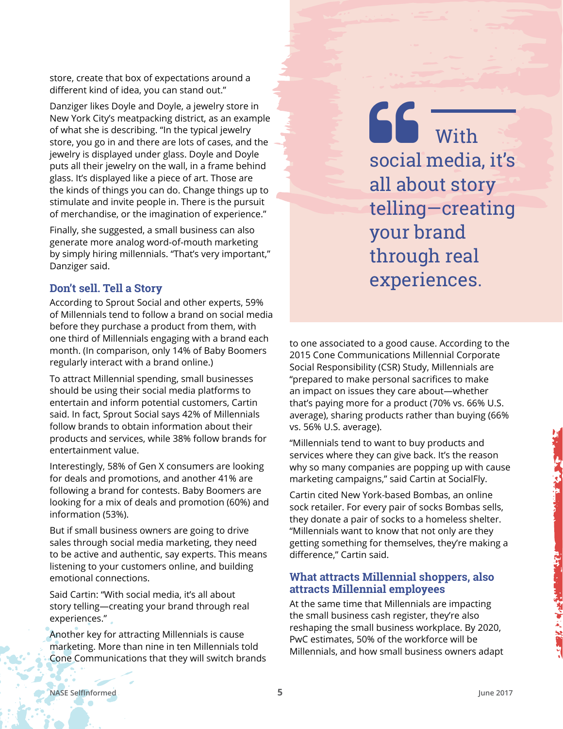store, create that box of expectations around a different kind of idea, you can stand out."

Danziger likes Doyle and Doyle, a jewelry store in New York City's meatpacking district, as an example of what she is describing. "In the typical jewelry store, you go in and there are lots of cases, and the jewelry is displayed under glass. Doyle and Doyle puts all their jewelry on the wall, in a frame behind glass. It's displayed like a piece of art. Those are the kinds of things you can do. Change things up to stimulate and invite people in. There is the pursuit of merchandise, or the imagination of experience."

Finally, she suggested, a small business can also generate more analog word-of-mouth marketing by simply hiring millennials. "That's very important," Danziger said.

### Don't sell. Tell a Story

According to Sprout Social and other experts, 59% of Millennials tend to follow a brand on social media before they purchase a product from them, with one third of Millennials engaging with a brand each month. (In comparison, only 14% of Baby Boomers regularly interact with a brand online.)

To attract Millennial spending, small businesses should be using their social media platforms to entertain and inform potential customers, Cartin said. In fact, Sprout Social says 42% of Millennials follow brands to obtain information about their products and services, while 38% follow brands for entertainment value.

Interestingly, 58% of Gen X consumers are looking for deals and promotions, and another 41% are following a brand for contests. Baby Boomers are looking for a mix of deals and promotion (60%) and information (53%).

But if small business owners are going to drive sales through social media marketing, they need to be active and authentic, say experts. This means listening to your customers online, and building emotional connections.

Said Cartin: "With social media, it's all about story telling—creating your brand through real experiences."

> With social media, it's all about story telling—creating your brand through real experiences.

Another key for attracting Millennials is cause marketing. More than nine in ten Millennials told Cone Communications that they will switch brands to one associated to a good cause. According to the 2015 Cone Communications Millennial Corporate Social Responsibility (CSR) Study, Millennials are "prepared to make personal sacrifices to make an impact on issues they care about—whether that's paying more for a product (70% vs. 66% U.S. average), sharing products rather than buying (66% vs. 56% U.S. average).

"Millennials tend to want to buy products and services where they can give back. It's the reason why so many companies are popping up with cause marketing campaigns," said Cartin at SocialFly.

Cartin cited New York-based Bombas, an online sock retailer. For every pair of socks Bombas sells, they donate a pair of socks to a homeless shelter. "Millennials want to know that not only are they getting something for themselves, they're making a difference," Cartin said.

### What attracts Millennial shoppers, also attracts Millennial employees

At the same time that Millennials are impacting the small business cash register, they're also reshaping the small business workplace. By 2020, PwC estimates, 50% of the workforce will be Millennials, and how small business owners adapt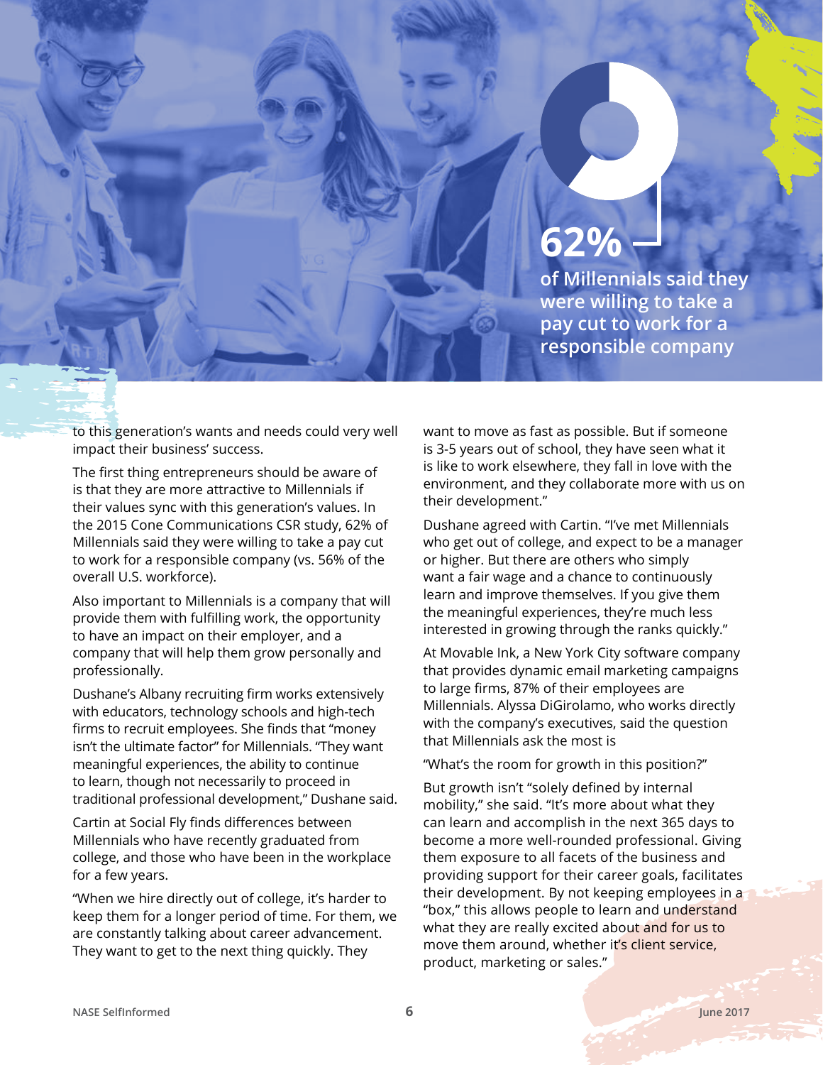**62%**

**of Millennials said they were willing to take a pay cut to work for a responsible company**

to this generation's wants and needs could very well impact their business' success.

The first thing entrepreneurs should be aware of is that they are more attractive to Millennials if their values sync with this generation's values. In the 2015 Cone Communications CSR study, 62% of Millennials said they were willing to take a pay cut to work for a responsible company (vs. 56% of the overall U.S. workforce).

Also important to Millennials is a company that will provide them with fulfilling work, the opportunity to have an impact on their employer, and a company that will help them grow personally and professionally.

Dushane's Albany recruiting firm works extensively with educators, technology schools and high-tech firms to recruit employees. She finds that "money isn't the ultimate factor" for Millennials. "They want meaningful experiences, the ability to continue to learn, though not necessarily to proceed in traditional professional development," Dushane said.

Cartin at Social Fly finds differences between Millennials who have recently graduated from college, and those who have been in the workplace for a few years.

"When we hire directly out of college, it's harder to keep them for a longer period of time. For them, we are constantly talking about career advancement. They want to get to the next thing quickly. They want to move as fast as possible. But if someone is 3-5 years out of school, they have seen what it is like to work elsewhere, they fall in love with the environment, and they collaborate more with us on their development."

Dushane agreed with Cartin. "I've met Millennials who get out of college, and expect to be a manager or higher. But there are others who simply want a fair wage and a chance to continuously learn and improve themselves. If you give them the meaningful experiences, they're much less interested in growing through the ranks quickly."

At Movable Ink, a New York City software company that provides dynamic email marketing campaigns to large firms, 87% of their employees are Millennials. Alyssa DiGirolamo, who works directly with the company's executives, said the question that Millennials ask the most is

"What's the room for growth in this position?"

But growth isn't "solely defined by internal mobility," she said. "It's more about what they can learn and accomplish in the next 365 days to become a more well-rounded professional. Giving them exposure to all facets of the business and providing support for their career goals, facilitates their development. By not keeping employees in a "box," this allows people to learn and understand what they are really excited about and for us to move them around, whether it's client service, product, marketing or sales."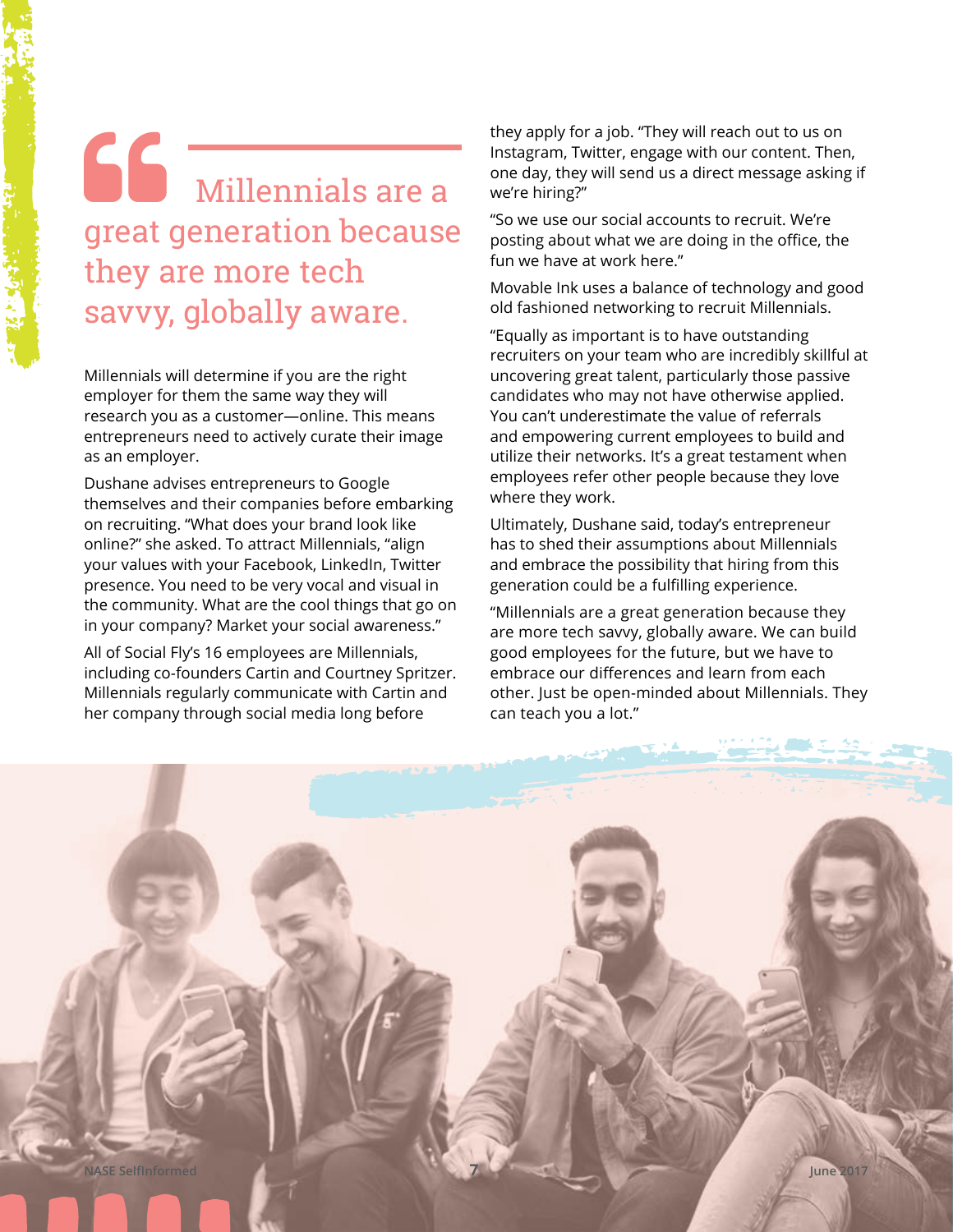> Millennials are a great generation because they are more tech savvy, globally aware.

Millennials will determine if you are the right employer for them the same way they will research you as a customer—online. This means entrepreneurs need to actively curate their image as an employer.

Dushane advises entrepreneurs to Google themselves and their companies before embarking on recruiting. "What does your brand look like online?" she asked. To attract Millennials, "align your values with your Facebook, LinkedIn, Twitter presence. You need to be very vocal and visual in the community. What are the cool things that go on in your company? Market your social awareness."

All of Social Fly's 16 employees are Millennials, including co-founders Cartin and Courtney Spritzer. Millennials regularly communicate with Cartin and her company through social media long before they apply for a job. "They will reach out to us on Instagram, Twitter, engage with our content. Then, one day, they will send us a direct message asking if we're hiring?"

"So we use our social accounts to recruit. We're posting about what we are doing in the office, the fun we have at work here."

Movable Ink uses a balance of technology and good old fashioned networking to recruit Millennials.

"Equally as important is to have outstanding recruiters on your team who are incredibly skillful at uncovering great talent, particularly those passive candidates who may not have otherwise applied. You can't underestimate the value of referrals and empowering current employees to build and utilize their networks. It's a great testament when employees refer other people because they love where they work.

Ultimately, Dushane said, today's entrepreneur has to shed their assumptions about Millennials and embrace the possibility that hiring from this generation could be a fulfilling experience.

"Millennials are a great generation because they are more tech savvy, globally aware. We can build good employees for the future, but we have to embrace our differences and learn from each other. Just be open-minded about Millennials. They can teach you a lot."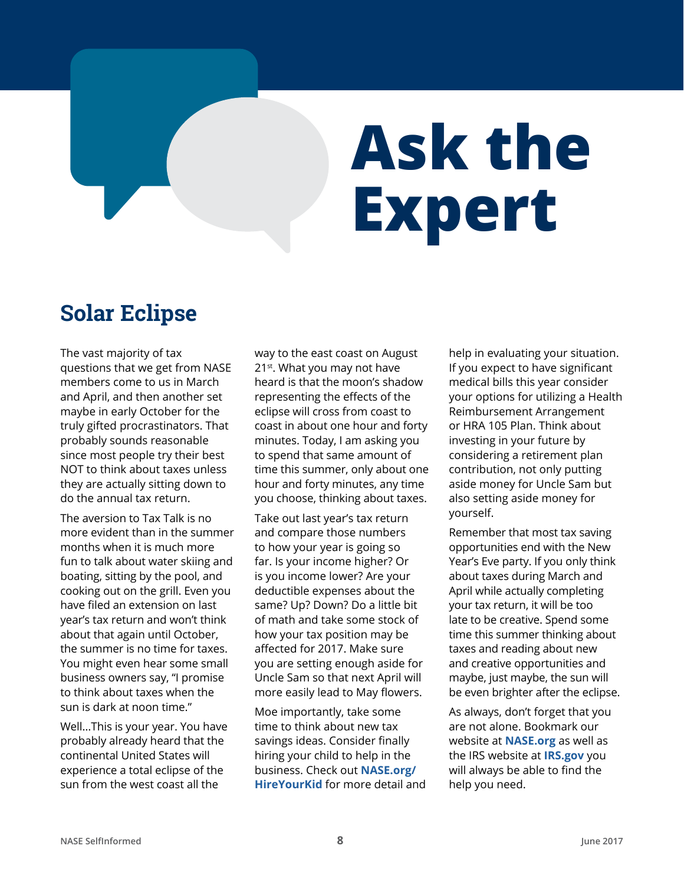# Ask the Expert

## Solar Eclipse

The vast majority of tax questions that we get from NASE members come to us in March and April, and then another set maybe in early October for the truly gifted procrastinators. That probably sounds reasonable since most people try their best NOT to think about taxes unless they are actually sitting down to do the annual tax return.

The aversion to Tax Talk is no more evident than in the summer months when it is much more fun to talk about water skiing and boating, sitting by the pool, and cooking out on the grill. Even you have filed an extension on last year's tax return and won't think about that again until October, the summer is no time for taxes. You might even hear some small business owners say, "I promise to think about taxes when the sun is dark at noon time."

Well…This is your year. You have probably already heard that the continental United States will experience a total eclipse of the sun from the west coast all the way to the east coast on August 21st. What you may not have heard is that the moon's shadow representing the effects of the eclipse will cross from coast to coast in about one hour and forty minutes. Today, I am asking you to spend that same amount of time this summer, only about one hour and forty minutes, any time you choose, thinking about taxes.

Take out last year's tax return and compare those numbers to how your year is going so far. Is your income higher? Or is you income lower? Are your deductible expenses about the same? Up? Down? Do a little bit of math and take some stock of how your tax position may be affected for 2017. Make sure you are setting enough aside for Uncle Sam so that next April will more easily lead to May flowers.

Moe importantly, take some time to think about new tax savings ideas. Consider finally hiring your child to help in the business. Check out **NASE.org/HireYourKid** for more detail and help in evaluating your situation. If you expect to have significant medical bills this year consider your options for utilizing a Health Reimbursement Arrangement or HRA 105 Plan. Think about investing in your future by considering a retirement plan contribution, not only putting aside money for Uncle Sam but also setting aside money for yourself.

Remember that most tax saving opportunities end with the New Year's Eve party. If you only think about taxes during March and April while actually completing your tax return, it will be too late to be creative. Spend some time this summer thinking about taxes and reading about new and creative opportunities and maybe, just maybe, the sun will be even brighter after the eclipse.

As always, don't forget that you are not alone. Bookmark our website at **NASE.org** as well as the IRS website at **IRS.gov** you will always be able to find the help you need.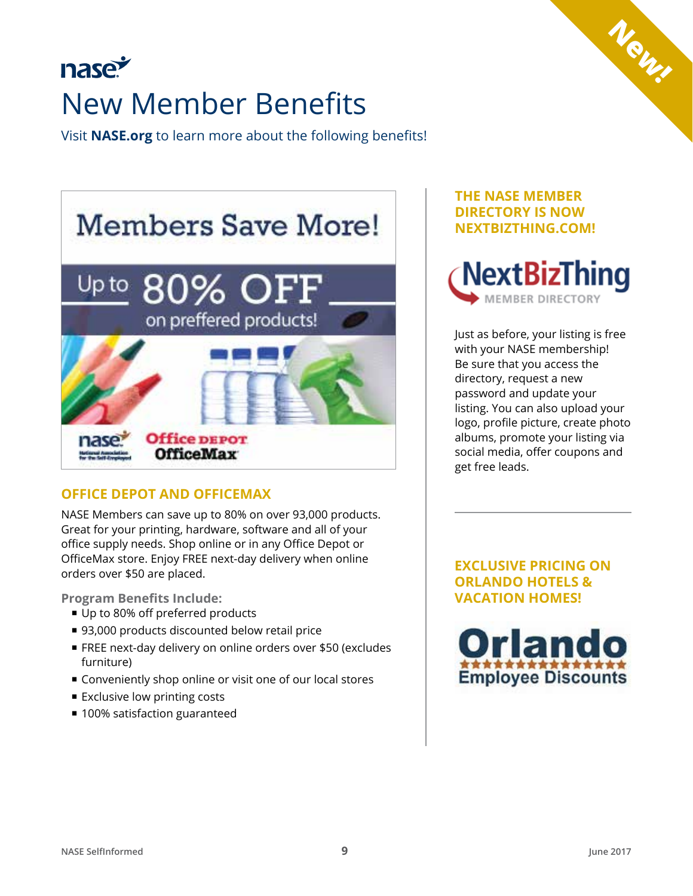# New Member Benefits

Visit **NASE.org** to learn more about the following benefits!

New!

Members Save More!

Up to 80% OFF on preffered products!

## OFFICE DEPOT AND OFFICEMAX

NASE Members can save up to 80% on over 93,000 products. Great for your printing, hardware, software and all of your office supply needs. Shop online or in any Office Depot or OfficeMax store. Enjoy FREE next-day delivery when online orders over $50 are placed.

### Program Benefits Include:

- Up to 80% off preferred products
- 93,000 products discounted below retail price
- FREE next-day delivery on online orders over $50 (excludes furniture)
- Conveniently shop online or visit one of our local stores
- Exclusive low printing costs
- 100% satisfaction guaranteed

## THE NASE MEMBER DIRECTORY IS NOW NEXTBIZTHING.COM!

NextBizThing MEMBER DIRECTORY

Just as before, your listing is free with your NASE membership! Be sure that you access the directory, request a new password and update your listing. You can also upload your logo, profile picture, create photo albums, promote your listing via social media, offer coupons and get free leads.

## EXCLUSIVE PRICING ON ORLANDO HOTELS & VACATION HOMES!

Orlando Employee Discounts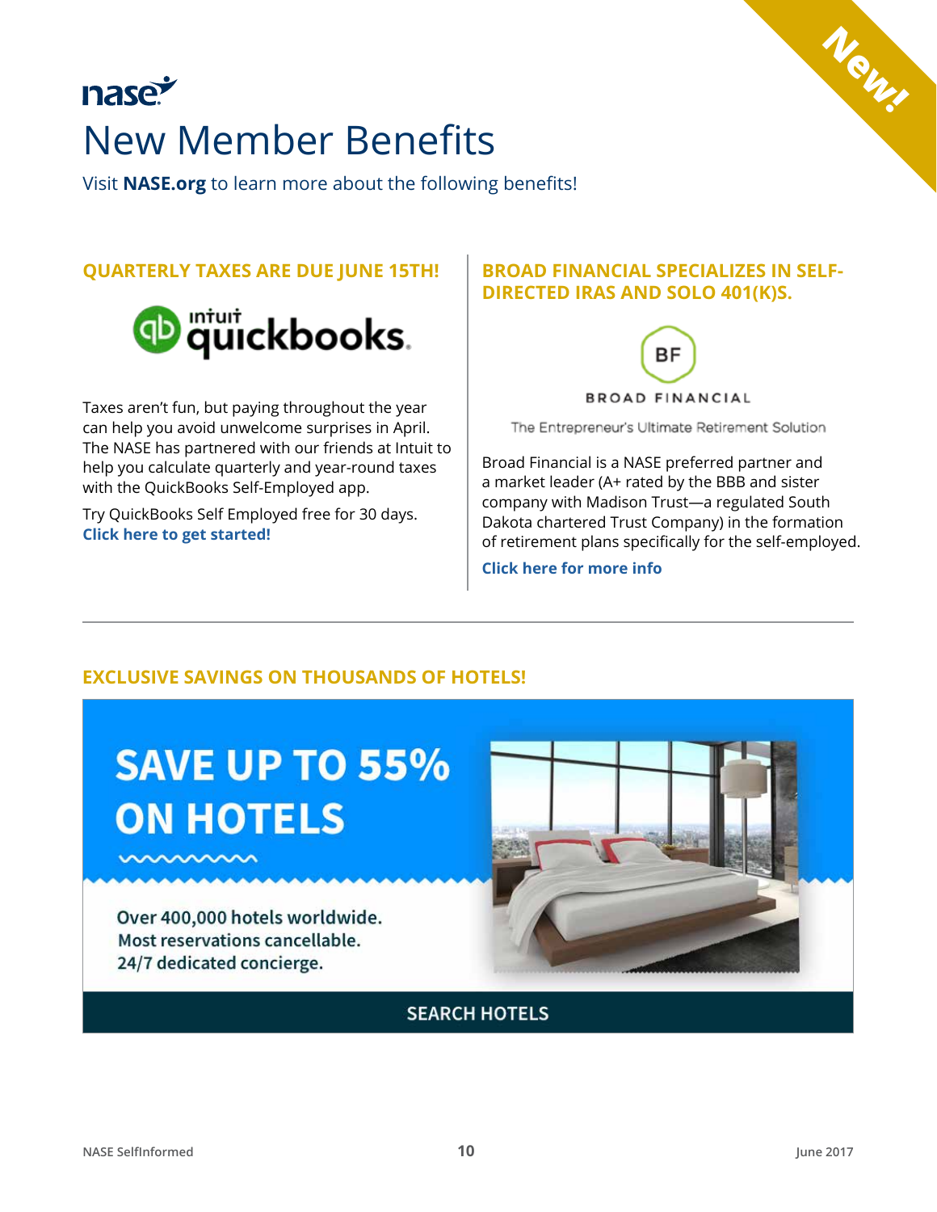nase

# New Member Benefits

New!

Visit **NASE.org** to learn more about the following benefits!

## QUARTERLY TAXES ARE DUE JUNE 15TH!

intuit quickbooks.

Taxes aren't fun, but paying throughout the year can help you avoid unwelcome surprises in April. The NASE has partnered with our friends at Intuit to help you calculate quarterly and year-round taxes with the QuickBooks Self-Employed app.

Try QuickBooks Self Employed free for 30 days. **Click here to get started!**

## BROAD FINANCIAL SPECIALIZES IN SELF-DIRECTED IRAS AND SOLO 401(K)S.

BF

BROAD FINANCIAL

The Entrepreneur's Ultimate Retirement Solution

Broad Financial is a NASE preferred partner and a market leader (A+ rated by the BBB and sister company with Madison Trust—a regulated South Dakota chartered Trust Company) in the formation of retirement plans specifically for the self-employed.

**Click here for more info**

## EXCLUSIVE SAVINGS ON THOUSANDS OF HOTELS!

SAVE UP TO 55% ON HOTELS

Over 400,000 hotels worldwide.
Most reservations cancellable.
24/7 dedicated concierge.

SEARCH HOTELS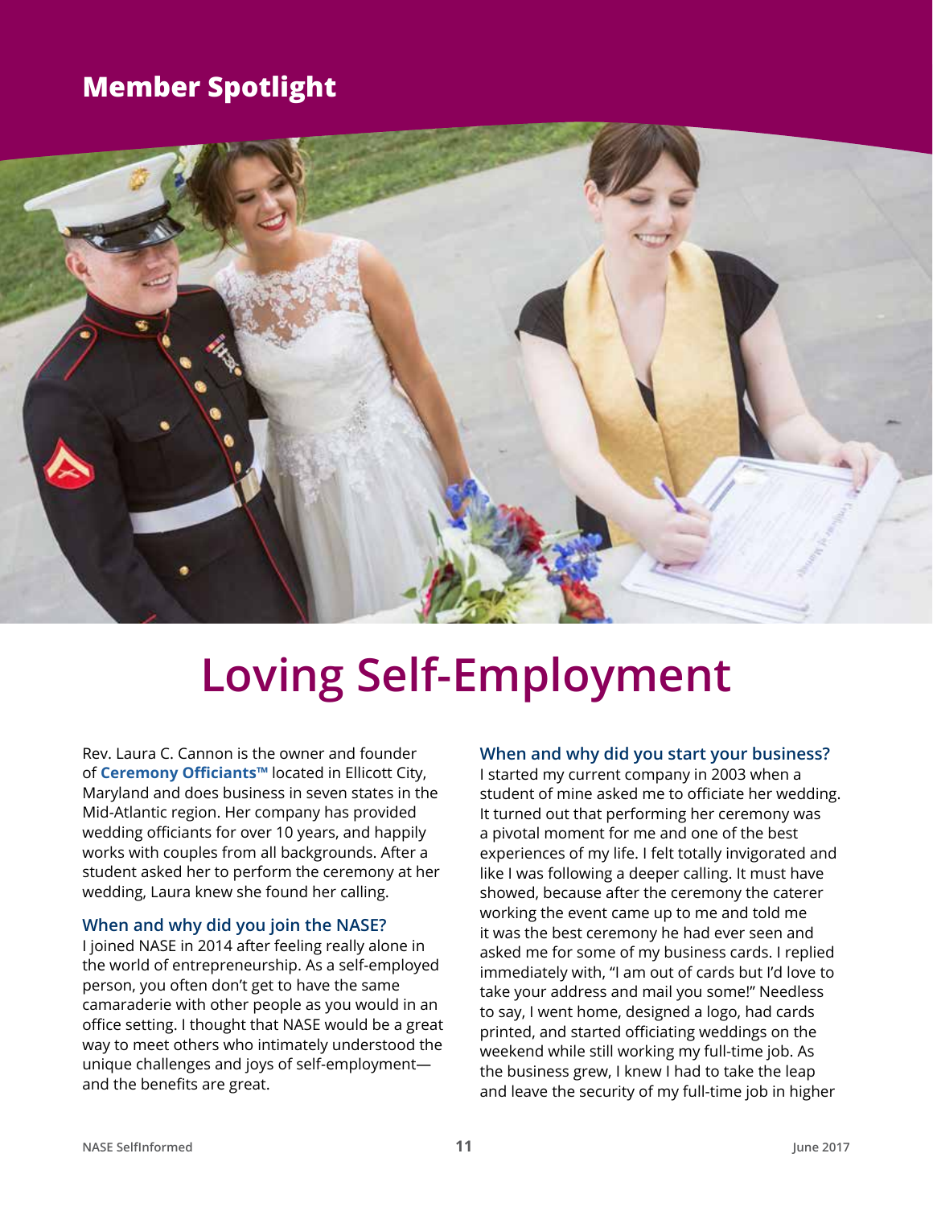## Member Spotlight

# Loving Self-Employment

Rev. Laura C. Cannon is the owner and founder of **Ceremony Officiants™** located in Ellicott City, Maryland and does business in seven states in the Mid-Atlantic region. Her company has provided wedding officiants for over 10 years, and happily works with couples from all backgrounds. After a student asked her to perform the ceremony at her wedding, Laura knew she found her calling.

### When and why did you join the NASE?

I joined NASE in 2014 after feeling really alone in the world of entrepreneurship. As a self-employed person, you often don't get to have the same camaraderie with other people as you would in an office setting. I thought that NASE would be a great way to meet others who intimately understood the unique challenges and joys of self-employment—and the benefits are great.

### When and why did you start your business?

I started my current company in 2003 when a student of mine asked me to officiate her wedding. It turned out that performing her ceremony was a pivotal moment for me and one of the best experiences of my life. I felt totally invigorated and like I was following a deeper calling. It must have showed, because after the ceremony the caterer working the event came up to me and told me it was the best ceremony he had ever seen and asked me for some of my business cards. I replied immediately with, "I am out of cards but I'd love to take your address and mail you some!" Needless to say, I went home, designed a logo, had cards printed, and started officiating weddings on the weekend while still working my full-time job. As the business grew, I knew I had to take the leap and leave the security of my full-time job in higher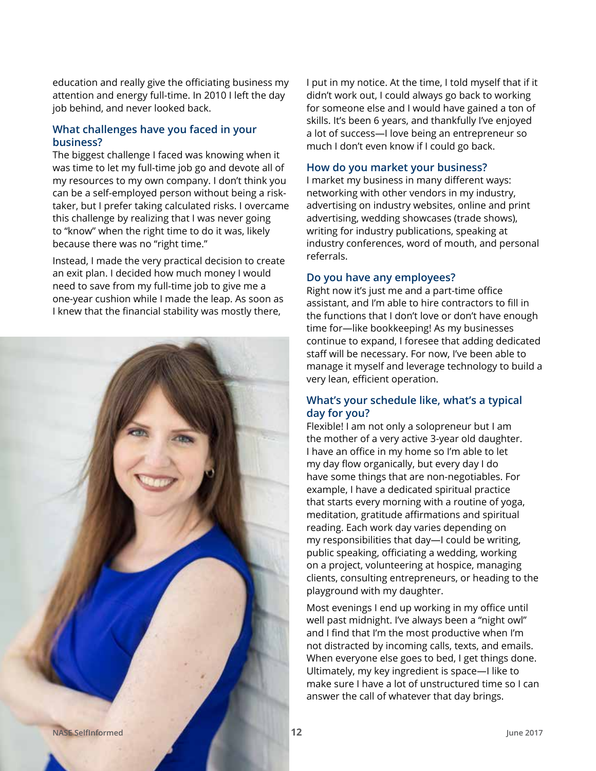education and really give the officiating business my attention and energy full-time. In 2010 I left the day job behind, and never looked back.

### What challenges have you faced in your business?

The biggest challenge I faced was knowing when it was time to let my full-time job go and devote all of my resources to my own company. I don't think you can be a self-employed person without being a risk-taker, but I prefer taking calculated risks. I overcame this challenge by realizing that I was never going to "know" when the right time to do it was, likely because there was no "right time."

Instead, I made the very practical decision to create an exit plan. I decided how much money I would need to save from my full-time job to give me a one-year cushion while I made the leap. As soon as I knew that the financial stability was mostly there, I put in my notice. At the time, I told myself that if it didn't work out, I could always go back to working for someone else and I would have gained a ton of skills. It's been 6 years, and thankfully I've enjoyed a lot of success—I love being an entrepreneur so much I don't even know if I could go back.

### How do you market your business?

I market my business in many different ways: networking with other vendors in my industry, advertising on industry websites, online and print advertising, wedding showcases (trade shows), writing for industry publications, speaking at industry conferences, word of mouth, and personal referrals.

### Do you have any employees?

Right now it's just me and a part-time office assistant, and I'm able to hire contractors to fill in the functions that I don't love or don't have enough time for—like bookkeeping! As my businesses continue to expand, I foresee that adding dedicated staff will be necessary. For now, I've been able to manage it myself and leverage technology to build a very lean, efficient operation.

### What's your schedule like, what's a typical day for you?

Flexible! I am not only a solopreneur but I am the mother of a very active 3-year old daughter. I have an office in my home so I'm able to let my day flow organically, but every day I do have some things that are non-negotiables. For example, I have a dedicated spiritual practice that starts every morning with a routine of yoga, meditation, gratitude affirmations and spiritual reading. Each work day varies depending on my responsibilities that day—I could be writing, public speaking, officiating a wedding, working on a project, volunteering at hospice, managing clients, consulting entrepreneurs, or heading to the playground with my daughter.

Most evenings I end up working in my office until well past midnight. I've always been a "night owl" and I find that I'm the most productive when I'm not distracted by incoming calls, texts, and emails. When everyone else goes to bed, I get things done. Ultimately, my key ingredient is space—I like to make sure I have a lot of unstructured time so I can answer the call of whatever that day brings.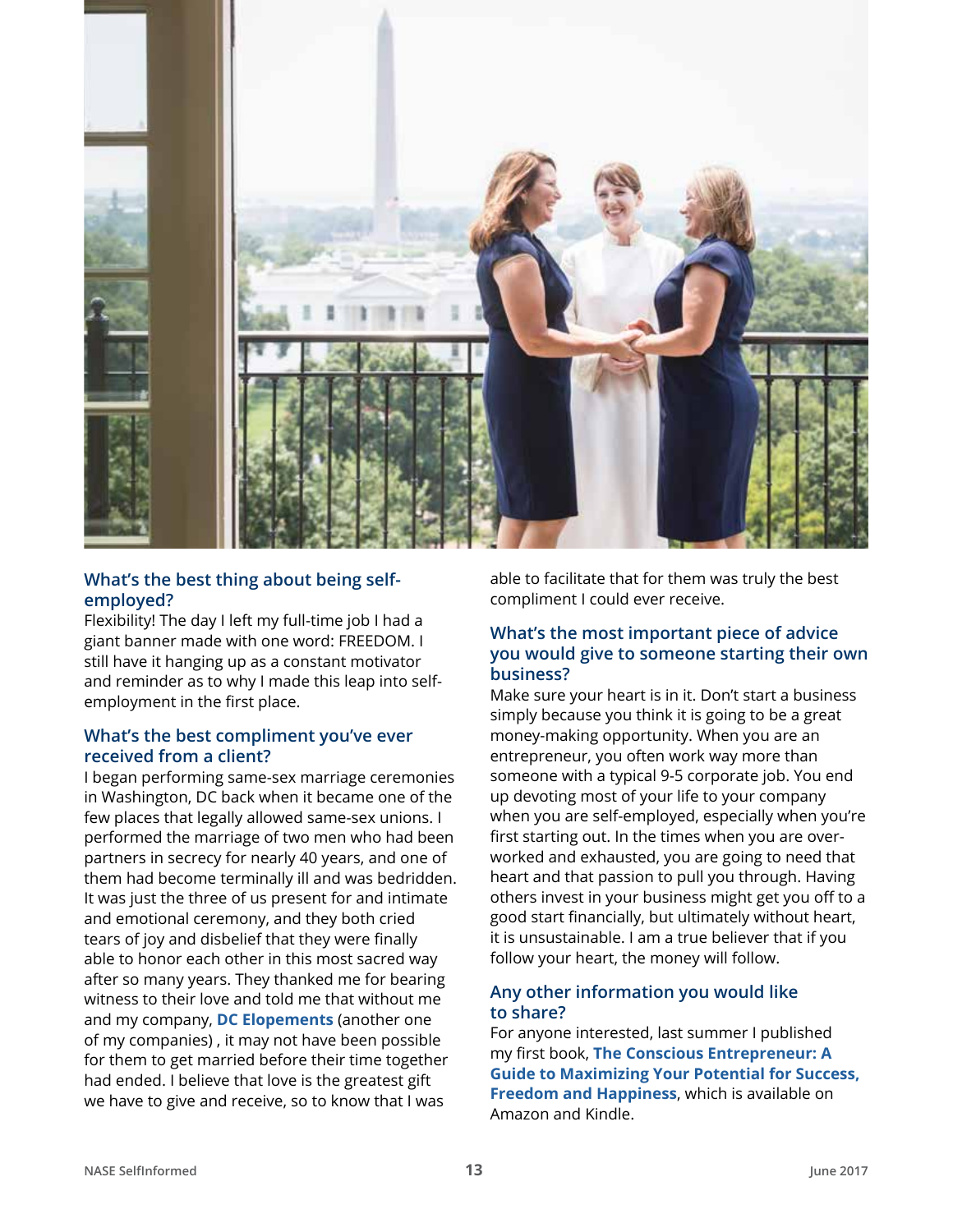### What's the best thing about being self-employed?

Flexibility! The day I left my full-time job I had a giant banner made with one word: FREEDOM. I still have it hanging up as a constant motivator and reminder as to why I made this leap into self-employment in the first place.

### What's the best compliment you've ever received from a client?

I began performing same-sex marriage ceremonies in Washington, DC back when it became one of the few places that legally allowed same-sex unions. I performed the marriage of two men who had been partners in secrecy for nearly 40 years, and one of them had become terminally ill and was bedridden. It was just the three of us present for and intimate and emotional ceremony, and they both cried tears of joy and disbelief that they were finally able to honor each other in this most sacred way after so many years. They thanked me for bearing witness to their love and told me that without me and my company, **DC Elopements** (another one of my companies) , it may not have been possible for them to get married before their time together had ended. I believe that love is the greatest gift we have to give and receive, so to know that I was able to facilitate that for them was truly the best compliment I could ever receive.

### What's the most important piece of advice you would give to someone starting their own business?

Make sure your heart is in it. Don't start a business simply because you think it is going to be a great money-making opportunity. When you are an entrepreneur, you often work way more than someone with a typical 9-5 corporate job. You end up devoting most of your life to your company when you are self-employed, especially when you're first starting out. In the times when you are over-worked and exhausted, you are going to need that heart and that passion to pull you through. Having others invest in your business might get you off to a good start financially, but ultimately without heart, it is unsustainable. I am a true believer that if you follow your heart, the money will follow.

### Any other information you would like to share?

For anyone interested, last summer I published my first book, **The Conscious Entrepreneur: A Guide to Maximizing Your Potential for Success, Freedom and Happiness**, which is available on Amazon and Kindle.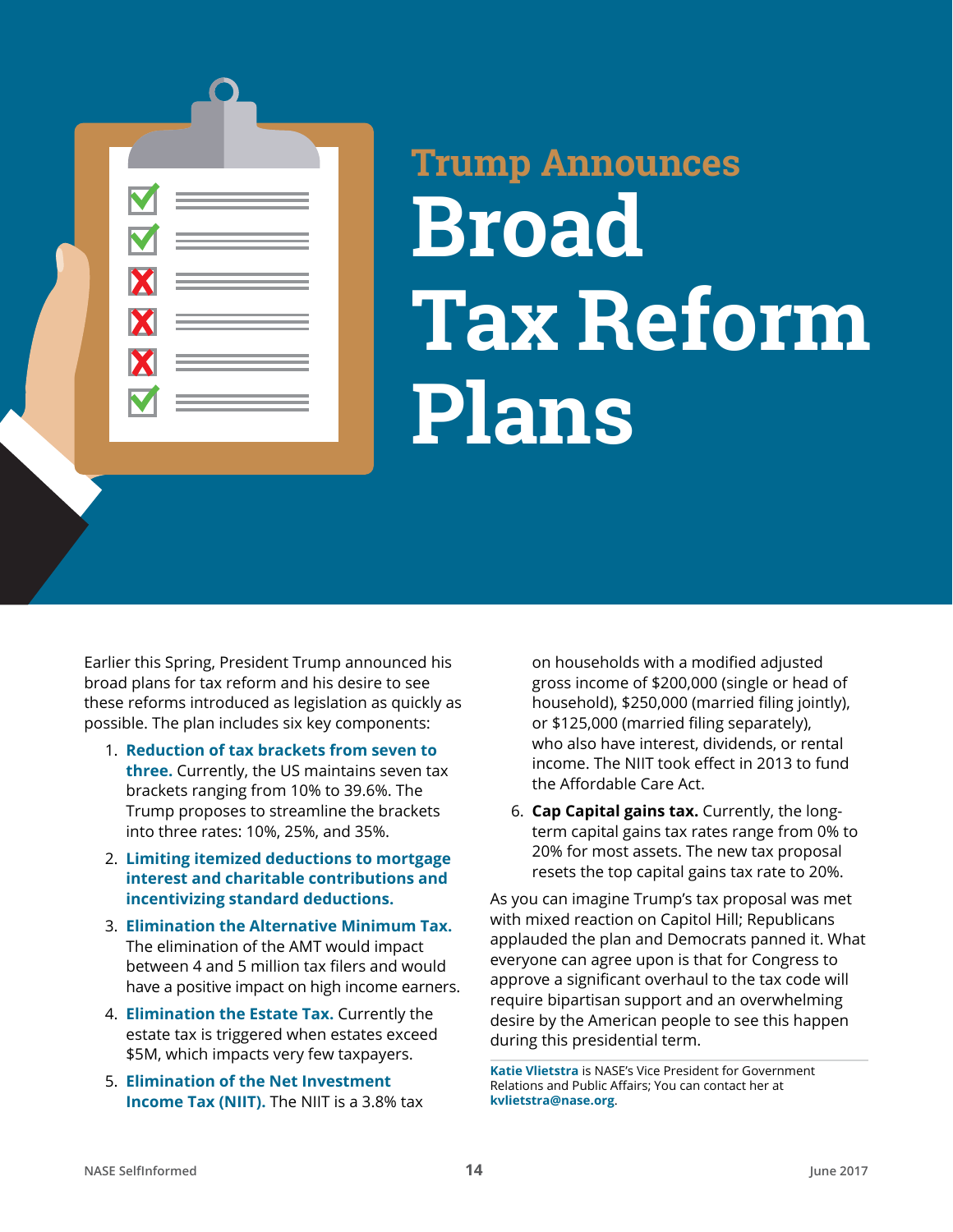Trump Announces

# Broad Tax Reform Plans

Earlier this Spring, President Trump announced his broad plans for tax reform and his desire to see these reforms introduced as legislation as quickly as possible. The plan includes six key components:

1. **Reduction of tax brackets from seven to three.** Currently, the US maintains seven tax brackets ranging from 10% to 39.6%. The Trump proposes to streamline the brackets into three rates: 10%, 25%, and 35%.
2. **Limiting itemized deductions to mortgage interest and charitable contributions and incentivizing standard deductions.**
3. **Elimination the Alternative Minimum Tax.** The elimination of the AMT would impact between 4 and 5 million tax filers and would have a positive impact on high income earners.
4. **Elimination the Estate Tax.** Currently the estate tax is triggered when estates exceed $5M, which impacts very few taxpayers.
5. **Elimination of the Net Investment Income Tax (NIIT).** The NIIT is a 3.8% tax on households with a modified adjusted gross income of $200,000 (single or head of household), $250,000 (married filing jointly), or $125,000 (married filing separately), who also have interest, dividends, or rental income. The NIIT took effect in 2013 to fund the Affordable Care Act.
6. **Cap Capital gains tax.** Currently, the long-term capital gains tax rates range from 0% to 20% for most assets. The new tax proposal resets the top capital gains tax rate to 20%.

As you can imagine Trump's tax proposal was met with mixed reaction on Capitol Hill; Republicans applauded the plan and Democrats panned it. What everyone can agree upon is that for Congress to approve a significant overhaul to the tax code will require bipartisan support and an overwhelming desire by the American people to see this happen during this presidential term.

---

**Katie Vlietstra** is NASE's Vice President for Government Relations and Public Affairs; You can contact her at **kvlietstra@nase.org**.